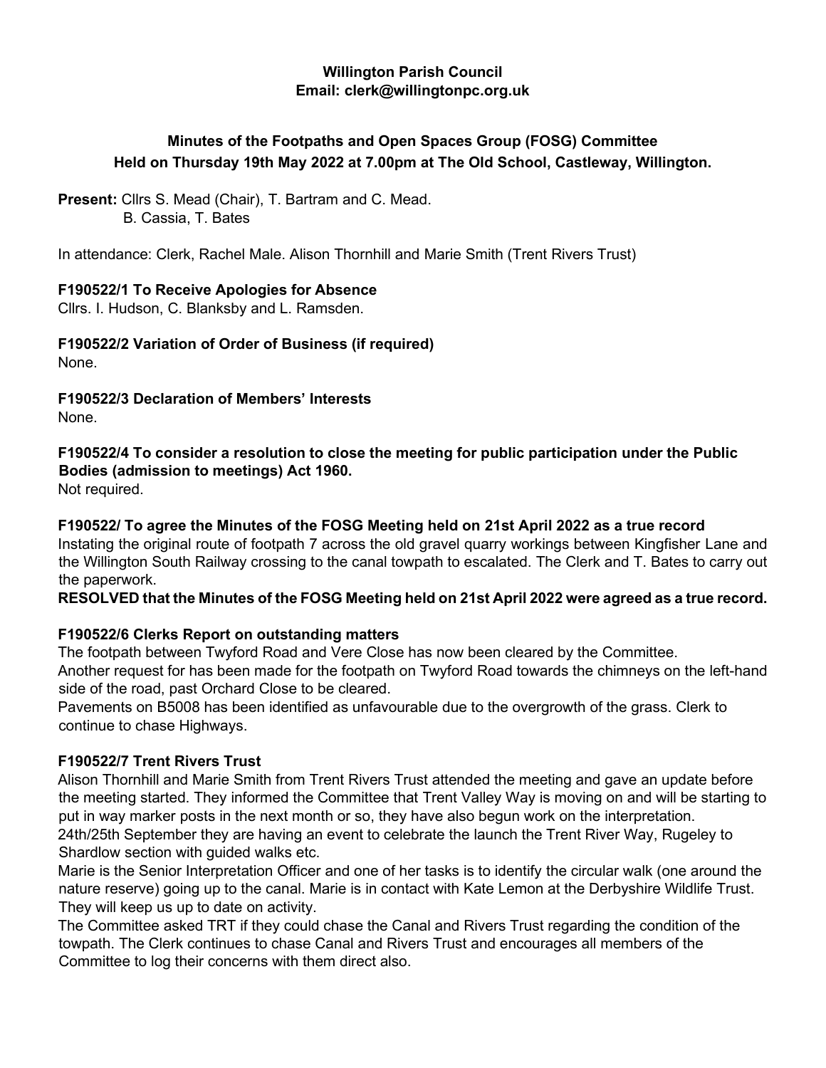**Willington Parish Council**
**Email: clerk@willingtonpc.org.uk**

## Minutes of the Footpaths and Open Spaces Group (FOSG) Committee Held on Thursday 19th May 2022 at 7.00pm at The Old School, Castleway, Willington.

**Present:** Cllrs S. Mead (Chair), T. Bartram and C. Mead.
B. Cassia, T. Bates

In attendance: Clerk, Rachel Male. Alison Thornhill and Marie Smith (Trent Rivers Trust)

### F190522/1 To Receive Apologies for Absence

Cllrs. I. Hudson, C. Blanksby and L. Ramsden.

### F190522/2 Variation of Order of Business (if required)

None.

### F190522/3 Declaration of Members' Interests

None.

### F190522/4 To consider a resolution to close the meeting for public participation under the Public Bodies (admission to meetings) Act 1960.

Not required.

### F190522/ To agree the Minutes of the FOSG Meeting held on 21st April 2022 as a true record

Instating the original route of footpath 7 across the old gravel quarry workings between Kingfisher Lane and the Willington South Railway crossing to the canal towpath to escalated. The Clerk and T. Bates to carry out the paperwork.

**RESOLVED that the Minutes of the FOSG Meeting held on 21st April 2022 were agreed as a true record.**

### F190522/6 Clerks Report on outstanding matters

The footpath between Twyford Road and Vere Close has now been cleared by the Committee.

Another request for has been made for the footpath on Twyford Road towards the chimneys on the left-hand side of the road, past Orchard Close to be cleared.

Pavements on B5008 has been identified as unfavourable due to the overgrowth of the grass. Clerk to continue to chase Highways.

### F190522/7 Trent Rivers Trust

Alison Thornhill and Marie Smith from Trent Rivers Trust attended the meeting and gave an update before the meeting started. They informed the Committee that Trent Valley Way is moving on and will be starting to put in way marker posts in the next month or so, they have also begun work on the interpretation.

24th/25th September they are having an event to celebrate the launch the Trent River Way, Rugeley to Shardlow section with guided walks etc.

Marie is the Senior Interpretation Officer and one of her tasks is to identify the circular walk (one around the nature reserve) going up to the canal. Marie is in contact with Kate Lemon at the Derbyshire Wildlife Trust. They will keep us up to date on activity.

The Committee asked TRT if they could chase the Canal and Rivers Trust regarding the condition of the towpath. The Clerk continues to chase Canal and Rivers Trust and encourages all members of the Committee to log their concerns with them direct also.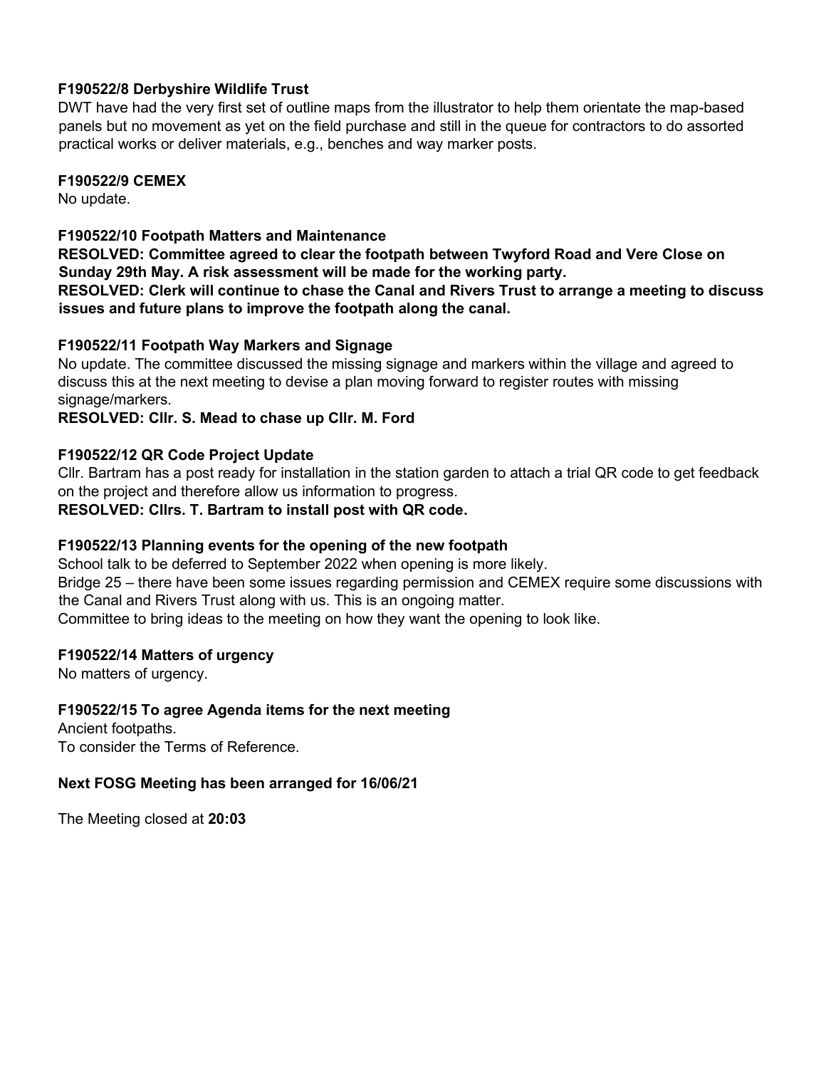**F190522/8 Derbyshire Wildlife Trust**

DWT have had the very first set of outline maps from the illustrator to help them orientate the map-based panels but no movement as yet on the field purchase and still in the queue for contractors to do assorted practical works or deliver materials, e.g., benches and way marker posts.

**F190522/9 CEMEX**

No update.

**F190522/10 Footpath Matters and Maintenance**

**RESOLVED: Committee agreed to clear the footpath between Twyford Road and Vere Close on Sunday 29th May. A risk assessment will be made for the working party.**

**RESOLVED: Clerk will continue to chase the Canal and Rivers Trust to arrange a meeting to discuss issues and future plans to improve the footpath along the canal.**

**F190522/11 Footpath Way Markers and Signage**

No update. The committee discussed the missing signage and markers within the village and agreed to discuss this at the next meeting to devise a plan moving forward to register routes with missing signage/markers.

**RESOLVED: Cllr. S. Mead to chase up Cllr. M. Ford**

**F190522/12 QR Code Project Update**

Cllr. Bartram has a post ready for installation in the station garden to attach a trial QR code to get feedback on the project and therefore allow us information to progress.

**RESOLVED: Cllrs. T. Bartram to install post with QR code.**

**F190522/13 Planning events for the opening of the new footpath**

School talk to be deferred to September 2022 when opening is more likely.

Bridge 25 – there have been some issues regarding permission and CEMEX require some discussions with the Canal and Rivers Trust along with us. This is an ongoing matter.

Committee to bring ideas to the meeting on how they want the opening to look like.

**F190522/14 Matters of urgency**

No matters of urgency.

**F190522/15 To agree Agenda items for the next meeting**

Ancient footpaths.

To consider the Terms of Reference.

**Next FOSG Meeting has been arranged for 16/06/21**

The Meeting closed at **20:03**